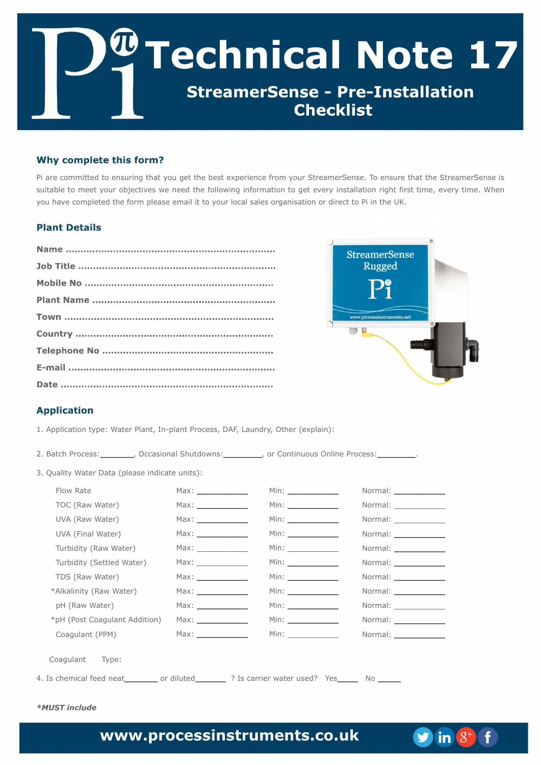# Technical Note 17

## StreamerSense - Pre-Installation Checklist

### Why complete this form?

Pi are committed to ensuring that you get the best experience from your StreamerSense. To ensure that the StreamerSense is suitable to meet your objectives we need the following information to get every installation right first time, every time. When you have completed the form please email it to your local sales organisation or direct to Pi in the UK.

### Plant Details

**Name** ......................................................................

**Job Title** ..................................................................

**Mobile No** ...............................................................

**Plant Name** ..............................................................

**Town** ......................................................................

**Country** ..................................................................

**Telephone No** ..........................................................

**E-mail** .....................................................................

**Date** .......................................................................

### Application

1. Application type: Water Plant, In-plant Process, DAF, Laundry, Other (explain):

2. Batch Process:________, Occasional Shutdowns:_________, or Continuous Online Process:_________.

3. Quality Water Data (please indicate units):

| | Max | Min | Normal |
|---|---|---|---|
| Flow Rate | | | |
| TOC (Raw Water) | | | |
| UVA (Raw Water) | | | |
| UVA (Final Water) | | | |
| Turbidity (Raw Water) | | | |
| Turbidity (Settled Water) | | | |
| TDS (Raw Water) | | | |
| *Alkalinity (Raw Water) | | | |
| pH (Raw Water) | | | |
| *pH (Post Coagulant Addition) | | | |
| Coagulant (PPM) | | | |

Coagulant Type:

4. Is chemical feed neat________ or diluted________ ? Is carrier water used? Yes______ No ______

***MUST include***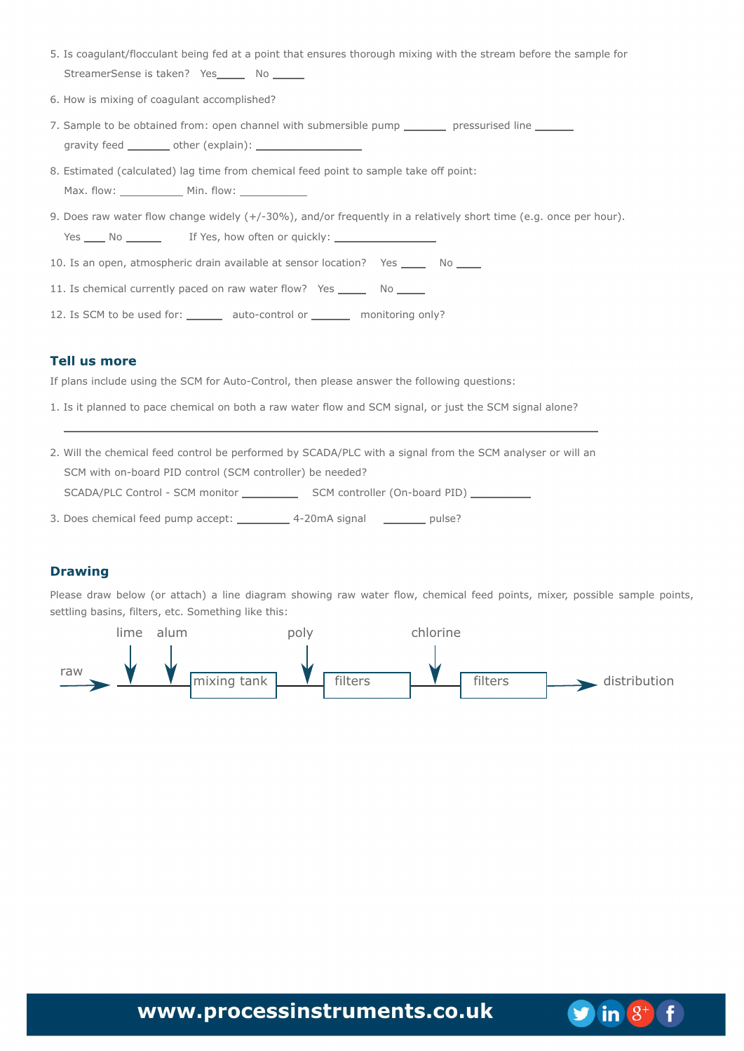5. Is coagulant/flocculant being fed at a point that ensures thorough mixing with the stream before the sample for StreamerSense is taken? Yes_____ No _____

6. How is mixing of coagulant accomplished?

7. Sample to be obtained from: open channel with submersible pump _______ pressurised line _______ gravity feed _______ other (explain): _________________

8. Estimated (calculated) lag time from chemical feed point to sample take off point:
   Max. flow: ___________ Min. flow: ___________

9. Does raw water flow change widely (+/-30%), and/or frequently in a relatively short time (e.g. once per hour).
   Yes ____ No ______ If Yes, how often or quickly: _______________

10. Is an open, atmospheric drain available at sensor location? Yes ____ No ____

11. Is chemical currently paced on raw water flow? Yes _____ No _____

12. Is SCM to be used for: ______ auto-control or ______ monitoring only?

## Tell us more

If plans include using the SCM for Auto-Control, then please answer the following questions:

1. Is it planned to pace chemical on both a raw water flow and SCM signal, or just the SCM signal alone?

   ______________________________________________________________________________

2. Will the chemical feed control be performed by SCADA/PLC with a signal from the SCM analyser or will an SCM with on-board PID control (SCM controller) be needed?
   SCADA/PLC Control - SCM monitor __________ SCM controller (On-board PID) __________

3. Does chemical feed pump accept: _________ 4-20mA signal _______ pulse?

## Drawing

Please draw below (or attach) a line diagram showing raw water flow, chemical feed points, mixer, possible sample points, settling basins, filters, etc. Something like this:

raw
lime
alum
mixing tank
poly
filters
chlorine
filters
distribution